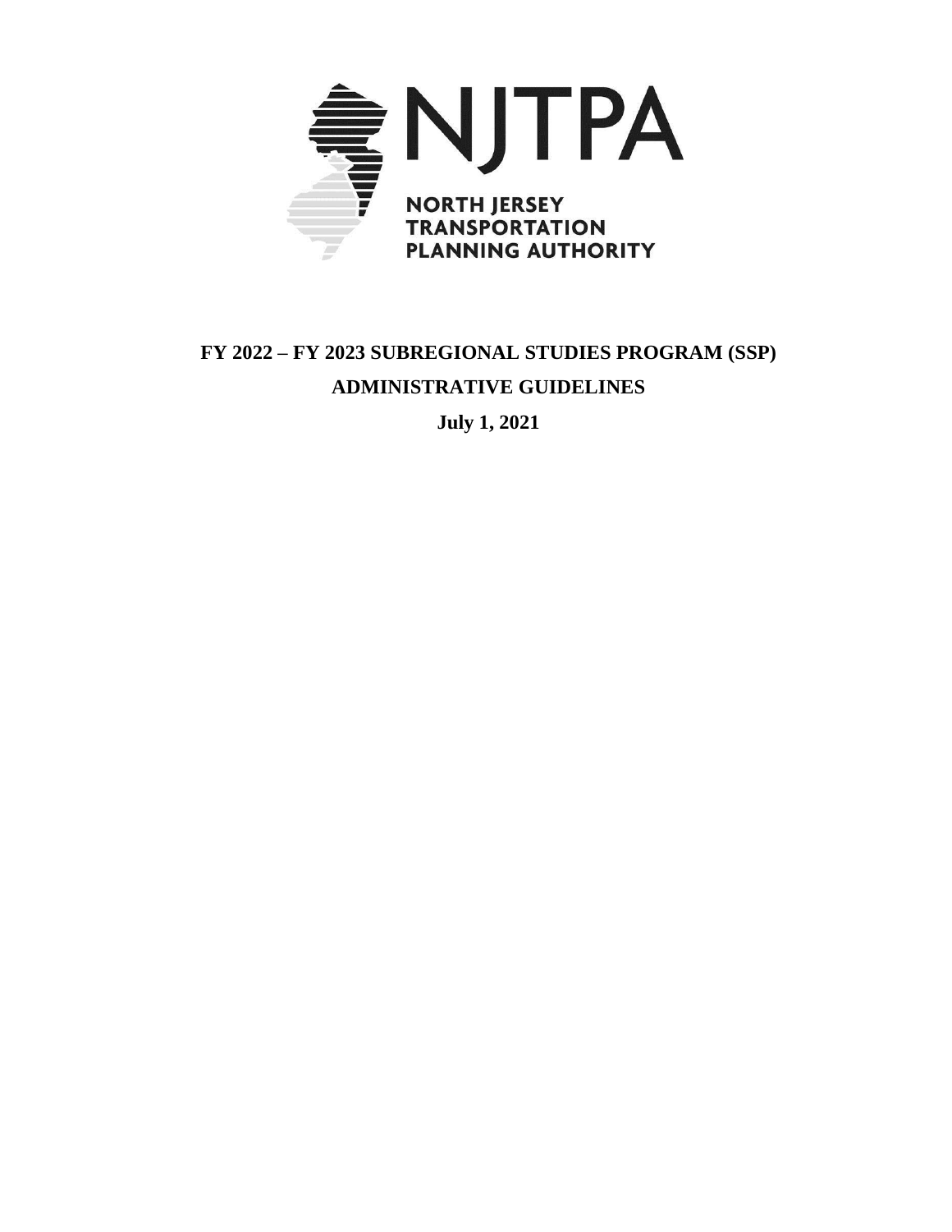NJTPA

NORTH JERSEY TRANSPORTATION PLANNING AUTHORITY

# FY 2022 – FY 2023 SUBREGIONAL STUDIES PROGRAM (SSP)

## ADMINISTRATIVE GUIDELINES

**July 1, 2021**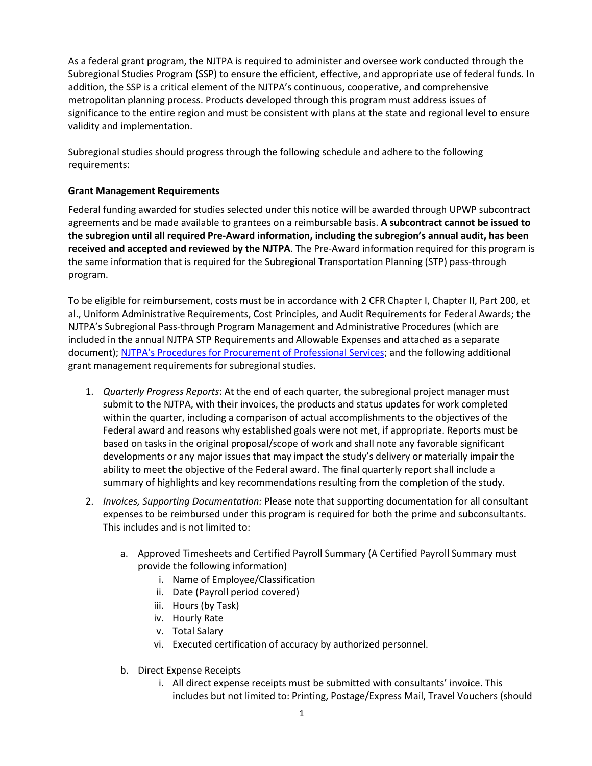As a federal grant program, the NJTPA is required to administer and oversee work conducted through the Subregional Studies Program (SSP) to ensure the efficient, effective, and appropriate use of federal funds. In addition, the SSP is a critical element of the NJTPA's continuous, cooperative, and comprehensive metropolitan planning process. Products developed through this program must address issues of significance to the entire region and must be consistent with plans at the state and regional level to ensure validity and implementation.

Subregional studies should progress through the following schedule and adhere to the following requirements:

**Grant Management Requirements**

Federal funding awarded for studies selected under this notice will be awarded through UPWP subcontract agreements and be made available to grantees on a reimbursable basis. **A subcontract cannot be issued to the subregion until all required Pre-Award information, including the subregion's annual audit, has been received and accepted and reviewed by the NJTPA**. The Pre-Award information required for this program is the same information that is required for the Subregional Transportation Planning (STP) pass-through program.

To be eligible for reimbursement, costs must be in accordance with 2 CFR Chapter I, Chapter II, Part 200, et al., Uniform Administrative Requirements, Cost Principles, and Audit Requirements for Federal Awards; the NJTPA's Subregional Pass-through Program Management and Administrative Procedures (which are included in the annual NJTPA STP Requirements and Allowable Expenses and attached as a separate document); NJTPA's Procedures for Procurement of Professional Services; and the following additional grant management requirements for subregional studies.

1. *Quarterly Progress Reports*: At the end of each quarter, the subregional project manager must submit to the NJTPA, with their invoices, the products and status updates for work completed within the quarter, including a comparison of actual accomplishments to the objectives of the Federal award and reasons why established goals were not met, if appropriate. Reports must be based on tasks in the original proposal/scope of work and shall note any favorable significant developments or any major issues that may impact the study's delivery or materially impair the ability to meet the objective of the Federal award. The final quarterly report shall include a summary of highlights and key recommendations resulting from the completion of the study.

2. *Invoices, Supporting Documentation:* Please note that supporting documentation for all consultant expenses to be reimbursed under this program is required for both the prime and subconsultants. This includes and is not limited to:

    a. Approved Timesheets and Certified Payroll Summary (A Certified Payroll Summary must provide the following information)
        i. Name of Employee/Classification
        ii. Date (Payroll period covered)
        iii. Hours (by Task)
        iv. Hourly Rate
        v. Total Salary
        vi. Executed certification of accuracy by authorized personnel.

    b. Direct Expense Receipts
        i. All direct expense receipts must be submitted with consultants' invoice. This includes but not limited to: Printing, Postage/Express Mail, Travel Vouchers (should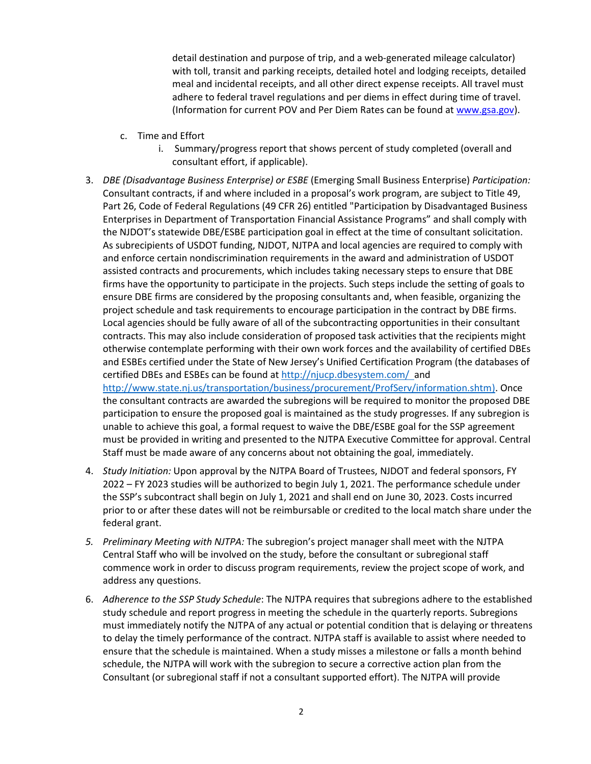detail destination and purpose of trip, and a web-generated mileage calculator) with toll, transit and parking receipts, detailed hotel and lodging receipts, detailed meal and incidental receipts, and all other direct expense receipts. All travel must adhere to federal travel regulations and per diems in effect during time of travel. (Information for current POV and Per Diem Rates can be found at [www.gsa.gov](www.gsa.gov)).

   c. Time and Effort
      i. Summary/progress report that shows percent of study completed (overall and consultant effort, if applicable).

3. *DBE (Disadvantage Business Enterprise) or ESBE* (Emerging Small Business Enterprise) *Participation:* Consultant contracts, if and where included in a proposal's work program, are subject to Title 49, Part 26, Code of Federal Regulations (49 CFR 26) entitled "Participation by Disadvantaged Business Enterprises in Department of Transportation Financial Assistance Programs" and shall comply with the NJDOT's statewide DBE/ESBE participation goal in effect at the time of consultant solicitation. As subrecipients of USDOT funding, NJDOT, NJTPA and local agencies are required to comply with and enforce certain nondiscrimination requirements in the award and administration of USDOT assisted contracts and procurements, which includes taking necessary steps to ensure that DBE firms have the opportunity to participate in the projects. Such steps include the setting of goals to ensure DBE firms are considered by the proposing consultants and, when feasible, organizing the project schedule and task requirements to encourage participation in the contract by DBE firms. Local agencies should be fully aware of all of the subcontracting opportunities in their consultant contracts. This may also include consideration of proposed task activities that the recipients might otherwise contemplate performing with their own work forces and the availability of certified DBEs and ESBEs certified under the State of New Jersey's Unified Certification Program (the databases of certified DBEs and ESBEs can be found at [http://njucp.dbesystem.com/](http://njucp.dbesystem.com/) and [http://www.state.nj.us/transportation/business/procurement/ProfServ/information.shtm](http://www.state.nj.us/transportation/business/procurement/ProfServ/information.shtm)). Once the consultant contracts are awarded the subregions will be required to monitor the proposed DBE participation to ensure the proposed goal is maintained as the study progresses. If any subregion is unable to achieve this goal, a formal request to waive the DBE/ESBE goal for the SSP agreement must be provided in writing and presented to the NJTPA Executive Committee for approval. Central Staff must be made aware of any concerns about not obtaining the goal, immediately.

4. *Study Initiation:* Upon approval by the NJTPA Board of Trustees, NJDOT and federal sponsors, FY 2022 – FY 2023 studies will be authorized to begin July 1, 2021. The performance schedule under the SSP's subcontract shall begin on July 1, 2021 and shall end on June 30, 2023. Costs incurred prior to or after these dates will not be reimbursable or credited to the local match share under the federal grant.

5. *Preliminary Meeting with NJTPA:* The subregion's project manager shall meet with the NJTPA Central Staff who will be involved on the study, before the consultant or subregional staff commence work in order to discuss program requirements, review the project scope of work, and address any questions.

6. *Adherence to the SSP Study Schedule*: The NJTPA requires that subregions adhere to the established study schedule and report progress in meeting the schedule in the quarterly reports. Subregions must immediately notify the NJTPA of any actual or potential condition that is delaying or threatens to delay the timely performance of the contract. NJTPA staff is available to assist where needed to ensure that the schedule is maintained. When a study misses a milestone or falls a month behind schedule, the NJTPA will work with the subregion to secure a corrective action plan from the Consultant (or subregional staff if not a consultant supported effort). The NJTPA will provide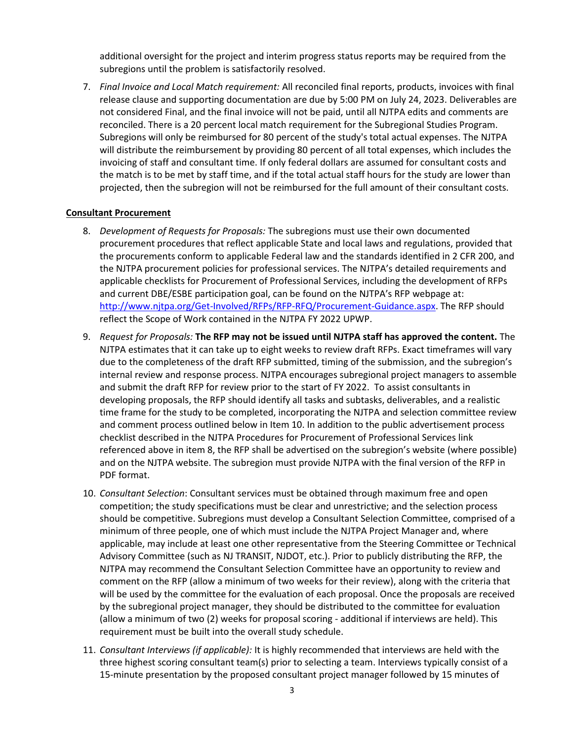additional oversight for the project and interim progress status reports may be required from the subregions until the problem is satisfactorily resolved.

7. *Final Invoice and Local Match requirement:* All reconciled final reports, products, invoices with final release clause and supporting documentation are due by 5:00 PM on July 24, 2023. Deliverables are not considered Final, and the final invoice will not be paid, until all NJTPA edits and comments are reconciled. There is a 20 percent local match requirement for the Subregional Studies Program. Subregions will only be reimbursed for 80 percent of the study's total actual expenses. The NJTPA will distribute the reimbursement by providing 80 percent of all total expenses, which includes the invoicing of staff and consultant time. If only federal dollars are assumed for consultant costs and the match is to be met by staff time, and if the total actual staff hours for the study are lower than projected, then the subregion will not be reimbursed for the full amount of their consultant costs.

**Consultant Procurement**

8. *Development of Requests for Proposals:* The subregions must use their own documented procurement procedures that reflect applicable State and local laws and regulations, provided that the procurements conform to applicable Federal law and the standards identified in 2 CFR 200, and the NJTPA procurement policies for professional services. The NJTPA's detailed requirements and applicable checklists for Procurement of Professional Services, including the development of RFPs and current DBE/ESBE participation goal, can be found on the NJTPA's RFP webpage at: http://www.njtpa.org/Get-Involved/RFPs/RFP-RFQ/Procurement-Guidance.aspx. The RFP should reflect the Scope of Work contained in the NJTPA FY 2022 UPWP.

9. *Request for Proposals:* **The RFP may not be issued until NJTPA staff has approved the content.** The NJTPA estimates that it can take up to eight weeks to review draft RFPs. Exact timeframes will vary due to the completeness of the draft RFP submitted, timing of the submission, and the subregion's internal review and response process. NJTPA encourages subregional project managers to assemble and submit the draft RFP for review prior to the start of FY 2022. To assist consultants in developing proposals, the RFP should identify all tasks and subtasks, deliverables, and a realistic time frame for the study to be completed, incorporating the NJTPA and selection committee review and comment process outlined below in Item 10. In addition to the public advertisement process checklist described in the NJTPA Procedures for Procurement of Professional Services link referenced above in item 8, the RFP shall be advertised on the subregion's website (where possible) and on the NJTPA website. The subregion must provide NJTPA with the final version of the RFP in PDF format.

10. *Consultant Selection*: Consultant services must be obtained through maximum free and open competition; the study specifications must be clear and unrestrictive; and the selection process should be competitive. Subregions must develop a Consultant Selection Committee, comprised of a minimum of three people, one of which must include the NJTPA Project Manager and, where applicable, may include at least one other representative from the Steering Committee or Technical Advisory Committee (such as NJ TRANSIT, NJDOT, etc.). Prior to publicly distributing the RFP, the NJTPA may recommend the Consultant Selection Committee have an opportunity to review and comment on the RFP (allow a minimum of two weeks for their review), along with the criteria that will be used by the committee for the evaluation of each proposal. Once the proposals are received by the subregional project manager, they should be distributed to the committee for evaluation (allow a minimum of two (2) weeks for proposal scoring - additional if interviews are held). This requirement must be built into the overall study schedule.

11. *Consultant Interviews (if applicable):* It is highly recommended that interviews are held with the three highest scoring consultant team(s) prior to selecting a team. Interviews typically consist of a 15-minute presentation by the proposed consultant project manager followed by 15 minutes of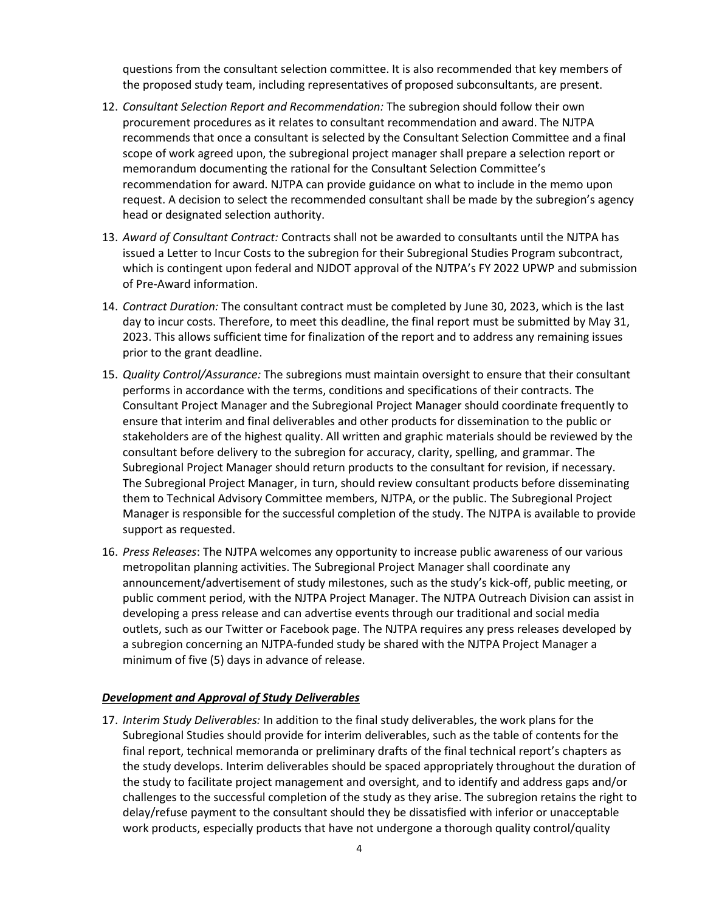questions from the consultant selection committee. It is also recommended that key members of the proposed study team, including representatives of proposed subconsultants, are present.

12. *Consultant Selection Report and Recommendation:* The subregion should follow their own procurement procedures as it relates to consultant recommendation and award. The NJTPA recommends that once a consultant is selected by the Consultant Selection Committee and a final scope of work agreed upon, the subregional project manager shall prepare a selection report or memorandum documenting the rational for the Consultant Selection Committee's recommendation for award. NJTPA can provide guidance on what to include in the memo upon request. A decision to select the recommended consultant shall be made by the subregion's agency head or designated selection authority.

13. *Award of Consultant Contract:* Contracts shall not be awarded to consultants until the NJTPA has issued a Letter to Incur Costs to the subregion for their Subregional Studies Program subcontract, which is contingent upon federal and NJDOT approval of the NJTPA's FY 2022 UPWP and submission of Pre-Award information.

14. *Contract Duration:* The consultant contract must be completed by June 30, 2023, which is the last day to incur costs. Therefore, to meet this deadline, the final report must be submitted by May 31, 2023. This allows sufficient time for finalization of the report and to address any remaining issues prior to the grant deadline.

15. *Quality Control/Assurance:* The subregions must maintain oversight to ensure that their consultant performs in accordance with the terms, conditions and specifications of their contracts. The Consultant Project Manager and the Subregional Project Manager should coordinate frequently to ensure that interim and final deliverables and other products for dissemination to the public or stakeholders are of the highest quality. All written and graphic materials should be reviewed by the consultant before delivery to the subregion for accuracy, clarity, spelling, and grammar. The Subregional Project Manager should return products to the consultant for revision, if necessary. The Subregional Project Manager, in turn, should review consultant products before disseminating them to Technical Advisory Committee members, NJTPA, or the public. The Subregional Project Manager is responsible for the successful completion of the study. The NJTPA is available to provide support as requested.

16. *Press Releases*: The NJTPA welcomes any opportunity to increase public awareness of our various metropolitan planning activities. The Subregional Project Manager shall coordinate any announcement/advertisement of study milestones, such as the study's kick-off, public meeting, or public comment period, with the NJTPA Project Manager. The NJTPA Outreach Division can assist in developing a press release and can advertise events through our traditional and social media outlets, such as our Twitter or Facebook page. The NJTPA requires any press releases developed by a subregion concerning an NJTPA-funded study be shared with the NJTPA Project Manager a minimum of five (5) days in advance of release.

***Development and Approval of Study Deliverables***

17. *Interim Study Deliverables:* In addition to the final study deliverables, the work plans for the Subregional Studies should provide for interim deliverables, such as the table of contents for the final report, technical memoranda or preliminary drafts of the final technical report's chapters as the study develops. Interim deliverables should be spaced appropriately throughout the duration of the study to facilitate project management and oversight, and to identify and address gaps and/or challenges to the successful completion of the study as they arise. The subregion retains the right to delay/refuse payment to the consultant should they be dissatisfied with inferior or unacceptable work products, especially products that have not undergone a thorough quality control/quality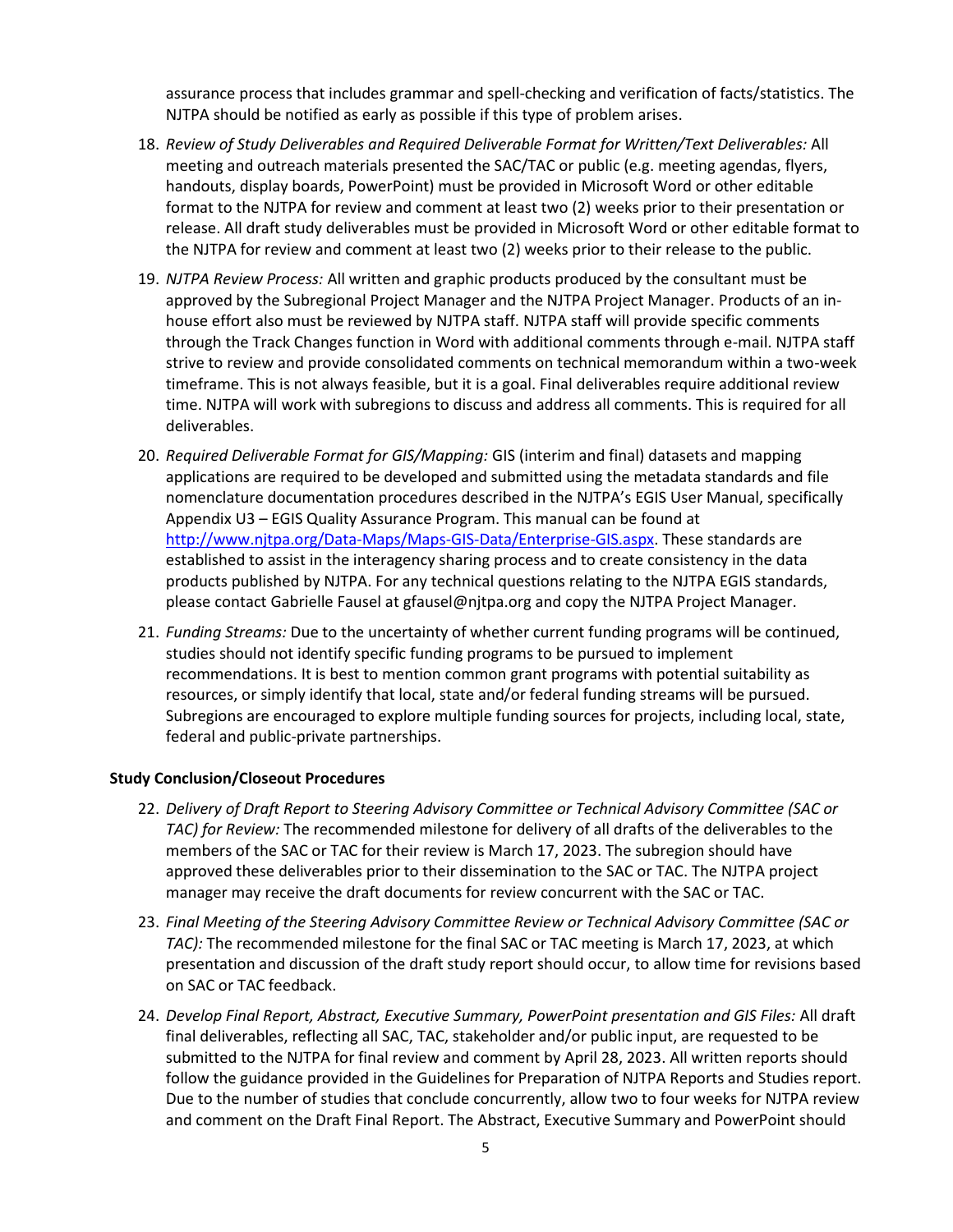assurance process that includes grammar and spell-checking and verification of facts/statistics. The NJTPA should be notified as early as possible if this type of problem arises.

18. *Review of Study Deliverables and Required Deliverable Format for Written/Text Deliverables:* All meeting and outreach materials presented the SAC/TAC or public (e.g. meeting agendas, flyers, handouts, display boards, PowerPoint) must be provided in Microsoft Word or other editable format to the NJTPA for review and comment at least two (2) weeks prior to their presentation or release. All draft study deliverables must be provided in Microsoft Word or other editable format to the NJTPA for review and comment at least two (2) weeks prior to their release to the public.

19. *NJTPA Review Process:* All written and graphic products produced by the consultant must be approved by the Subregional Project Manager and the NJTPA Project Manager. Products of an in-house effort also must be reviewed by NJTPA staff. NJTPA staff will provide specific comments through the Track Changes function in Word with additional comments through e-mail. NJTPA staff strive to review and provide consolidated comments on technical memorandum within a two-week timeframe. This is not always feasible, but it is a goal. Final deliverables require additional review time. NJTPA will work with subregions to discuss and address all comments. This is required for all deliverables.

20. *Required Deliverable Format for GIS/Mapping:* GIS (interim and final) datasets and mapping applications are required to be developed and submitted using the metadata standards and file nomenclature documentation procedures described in the NJTPA's EGIS User Manual, specifically Appendix U3 – EGIS Quality Assurance Program. This manual can be found at [http://www.njtpa.org/Data-Maps/Maps-GIS-Data/Enterprise-GIS.aspx](http://www.njtpa.org/Data-Maps/Maps-GIS-Data/Enterprise-GIS.aspx). These standards are established to assist in the interagency sharing process and to create consistency in the data products published by NJTPA. For any technical questions relating to the NJTPA EGIS standards, please contact Gabrielle Fausel at gfausel@njtpa.org and copy the NJTPA Project Manager.

21. *Funding Streams:* Due to the uncertainty of whether current funding programs will be continued, studies should not identify specific funding programs to be pursued to implement recommendations. It is best to mention common grant programs with potential suitability as resources, or simply identify that local, state and/or federal funding streams will be pursued. Subregions are encouraged to explore multiple funding sources for projects, including local, state, federal and public-private partnerships.

**Study Conclusion/Closeout Procedures**

22. *Delivery of Draft Report to Steering Advisory Committee or Technical Advisory Committee (SAC or TAC) for Review:* The recommended milestone for delivery of all drafts of the deliverables to the members of the SAC or TAC for their review is March 17, 2023. The subregion should have approved these deliverables prior to their dissemination to the SAC or TAC. The NJTPA project manager may receive the draft documents for review concurrent with the SAC or TAC.

23. *Final Meeting of the Steering Advisory Committee Review or Technical Advisory Committee (SAC or TAC):* The recommended milestone for the final SAC or TAC meeting is March 17, 2023, at which presentation and discussion of the draft study report should occur, to allow time for revisions based on SAC or TAC feedback.

24. *Develop Final Report, Abstract, Executive Summary, PowerPoint presentation and GIS Files:* All draft final deliverables, reflecting all SAC, TAC, stakeholder and/or public input, are requested to be submitted to the NJTPA for final review and comment by April 28, 2023. All written reports should follow the guidance provided in the Guidelines for Preparation of NJTPA Reports and Studies report. Due to the number of studies that conclude concurrently, allow two to four weeks for NJTPA review and comment on the Draft Final Report. The Abstract, Executive Summary and PowerPoint should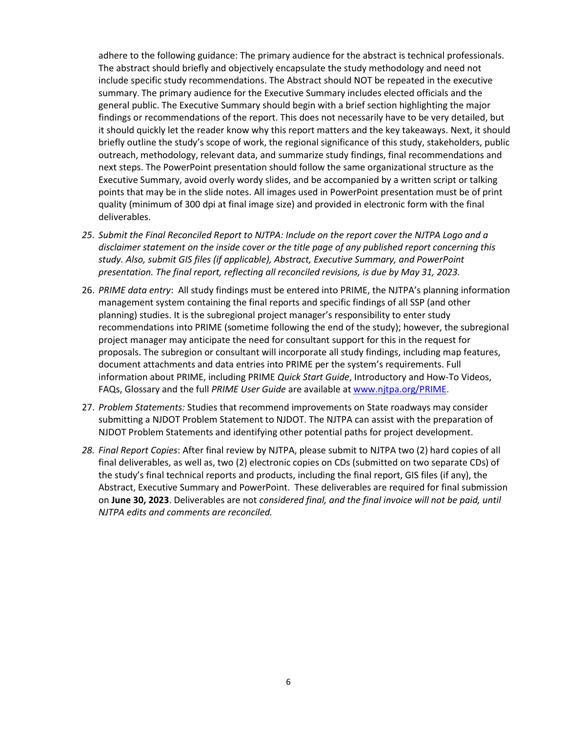adhere to the following guidance: The primary audience for the abstract is technical professionals. The abstract should briefly and objectively encapsulate the study methodology and need not include specific study recommendations. The Abstract should NOT be repeated in the executive summary. The primary audience for the Executive Summary includes elected officials and the general public. The Executive Summary should begin with a brief section highlighting the major findings or recommendations of the report. This does not necessarily have to be very detailed, but it should quickly let the reader know why this report matters and the key takeaways. Next, it should briefly outline the study's scope of work, the regional significance of this study, stakeholders, public outreach, methodology, relevant data, and summarize study findings, final recommendations and next steps. The PowerPoint presentation should follow the same organizational structure as the Executive Summary, avoid overly wordy slides, and be accompanied by a written script or talking points that may be in the slide notes. All images used in PowerPoint presentation must be of print quality (minimum of 300 dpi at final image size) and provided in electronic form with the final deliverables.

25. *Submit the Final Reconciled Report to NJTPA: Include on the report cover the NJTPA Logo and a disclaimer statement on the inside cover or the title page of any published report concerning this study. Also, submit GIS files (if applicable), Abstract, Executive Summary, and PowerPoint presentation. The final report, reflecting all reconciled revisions, is due by May 31, 2023.*

26. *PRIME data entry*: All study findings must be entered into PRIME, the NJTPA's planning information management system containing the final reports and specific findings of all SSP (and other planning) studies. It is the subregional project manager's responsibility to enter study recommendations into PRIME (sometime following the end of the study); however, the subregional project manager may anticipate the need for consultant support for this in the request for proposals. The subregion or consultant will incorporate all study findings, including map features, document attachments and data entries into PRIME per the system's requirements. Full information about PRIME, including PRIME *Quick Start Guide*, Introductory and How-To Videos, FAQs, Glossary and the full *PRIME User Guide* are available at [www.njtpa.org/PRIME](http://www.njtpa.org/PRIME).

27. *Problem Statements:* Studies that recommend improvements on State roadways may consider submitting a NJDOT Problem Statement to NJDOT. The NJTPA can assist with the preparation of NJDOT Problem Statements and identifying other potential paths for project development.

28. *Final Report Copies*: After final review by NJTPA, please submit to NJTPA two (2) hard copies of all final deliverables, as well as, two (2) electronic copies on CDs (submitted on two separate CDs) of the study's final technical reports and products, including the final report, GIS files (if any), the Abstract, Executive Summary and PowerPoint. These deliverables are required for final submission on **June 30, 2023**. Deliverables are not *considered final, and the final invoice will not be paid, until NJTPA edits and comments are reconciled.*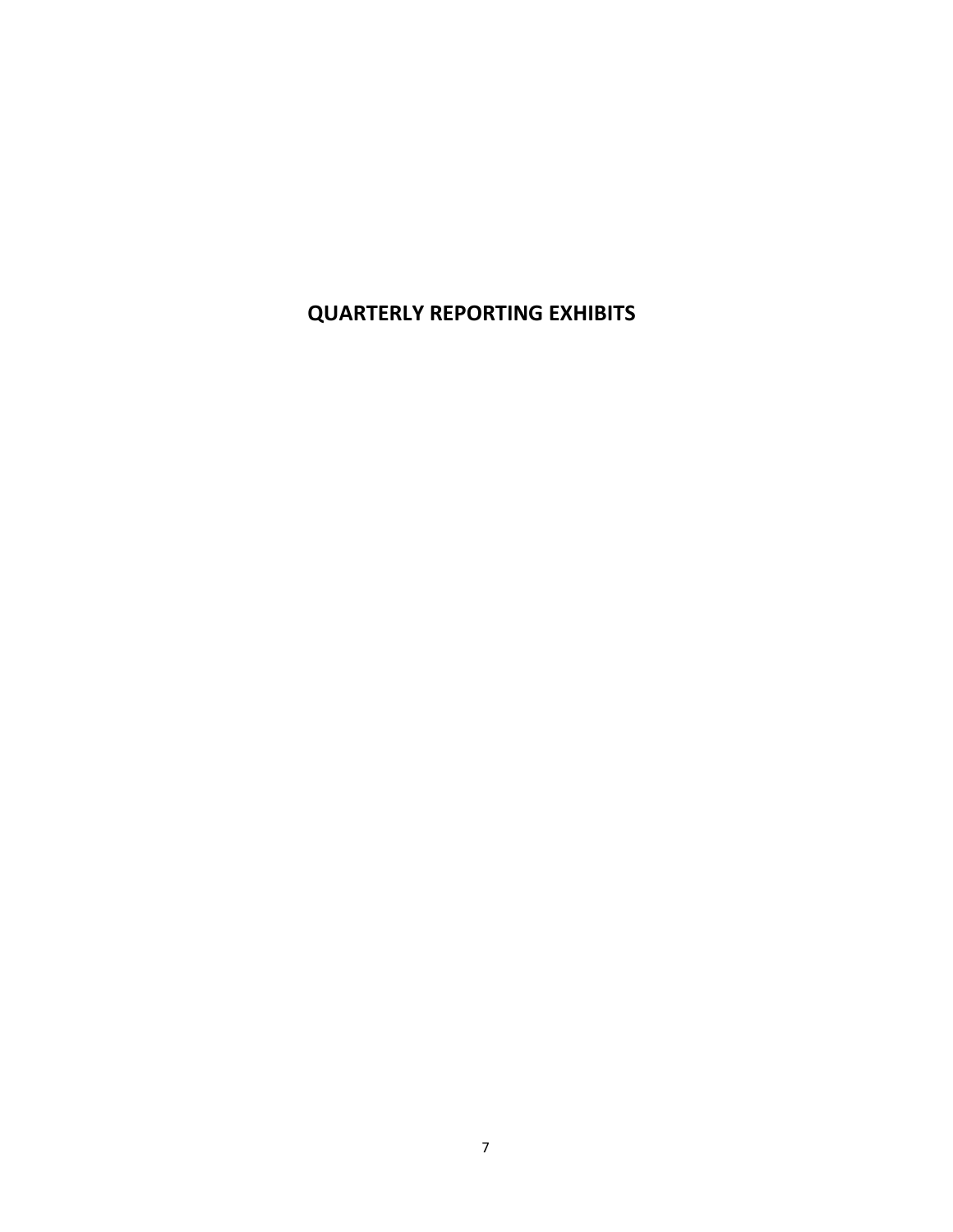# QUARTERLY REPORTING EXHIBITS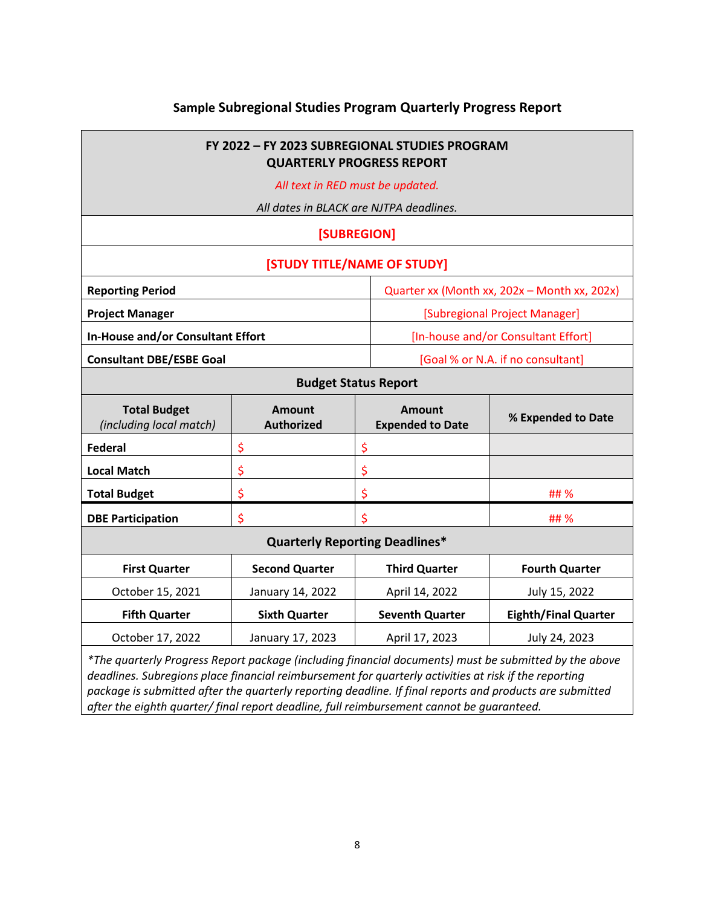## Sample Subregional Studies Program Quarterly Progress Report

| FY 2022 – FY 2023 SUBREGIONAL STUDIES PROGRAM QUARTERLY PROGRESS REPORT *All text in RED must be updated.* *All dates in BLACK are NJTPA deadlines.* | | | |
|---|---|---|---|
| **[SUBREGION]** | | | |
| **[STUDY TITLE/NAME OF STUDY]** | | | |
| **Reporting Period** | | Quarter xx (Month xx, 202x – Month xx, 202x) | |
| **Project Manager** | | [Subregional Project Manager] | |
| **In-House and/or Consultant Effort** | | [In-house and/or Consultant Effort] | |
| **Consultant DBE/ESBE Goal** | | [Goal % or N.A. if no consultant] | |
| **Budget Status Report** | | | |
| **Total Budget** *(including local match)* | **Amount Authorized** | **Amount Expended to Date** | **% Expended to Date** |
| **Federal** | $ | $ | |
| **Local Match** | $ | $ | |
| **Total Budget** | $ | $ | ## % |
| **DBE Participation** | $ | $ | ## % |
| **Quarterly Reporting Deadlines*** | | | |
| **First Quarter** | **Second Quarter** | **Third Quarter** | **Fourth Quarter** |
| October 15, 2021 | January 14, 2022 | April 14, 2022 | July 15, 2022 |
| **Fifth Quarter** | **Sixth Quarter** | **Seventh Quarter** | **Eighth/Final Quarter** |
| October 17, 2022 | January 17, 2023 | April 17, 2023 | July 24, 2023 |

*\*The quarterly Progress Report package (including financial documents) must be submitted by the above deadlines. Subregions place financial reimbursement for quarterly activities at risk if the reporting package is submitted after the quarterly reporting deadline. If final reports and products are submitted after the eighth quarter/ final report deadline, full reimbursement cannot be guaranteed.*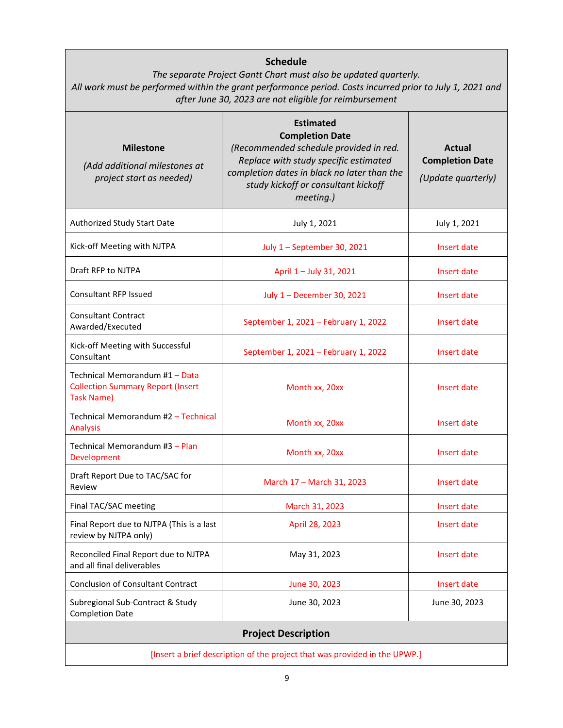| **Schedule**<br>*The separate Project Gantt Chart must also be updated quarterly.*<br>*All work must be performed within the grant performance period. Costs incurred prior to July 1, 2021 and after June 30, 2023 are not eligible for reimbursement* | | |
|---|---|---|
| **Milestone**<br>*(Add additional milestones at project start as needed)* | **Estimated Completion Date**<br>*(Recommended schedule provided in red. Replace with study specific estimated completion dates in black no later than the study kickoff or consultant kickoff meeting.)* | **Actual Completion Date**<br>*(Update quarterly)* |
| Authorized Study Start Date | July 1, 2021 | July 1, 2021 |
| Kick-off Meeting with NJTPA | July 1 – September 30, 2021 | Insert date |
| Draft RFP to NJTPA | April 1 – July 31, 2021 | Insert date |
| Consultant RFP Issued | July 1 – December 30, 2021 | Insert date |
| Consultant Contract Awarded/Executed | September 1, 2021 – February 1, 2022 | Insert date |
| Kick-off Meeting with Successful Consultant | September 1, 2021 – February 1, 2022 | Insert date |
| Technical Memorandum #1 – Data Collection Summary Report (Insert Task Name) | Month xx, 20xx | Insert date |
| Technical Memorandum #2 – Technical Analysis | Month xx, 20xx | Insert date |
| Technical Memorandum #3 – Plan Development | Month xx, 20xx | Insert date |
| Draft Report Due to TAC/SAC for Review | March 17 – March 31, 2023 | Insert date |
| Final TAC/SAC meeting | March 31, 2023 | Insert date |
| Final Report due to NJTPA (This is a last review by NJTPA only) | April 28, 2023 | Insert date |
| Reconciled Final Report due to NJTPA and all final deliverables | May 31, 2023 | Insert date |
| Conclusion of Consultant Contract | June 30, 2023 | Insert date |
| Subregional Sub-Contract & Study Completion Date | June 30, 2023 | June 30, 2023 |

| **Project Description** |
|---|
| [Insert a brief description of the project that was provided in the UPWP.] |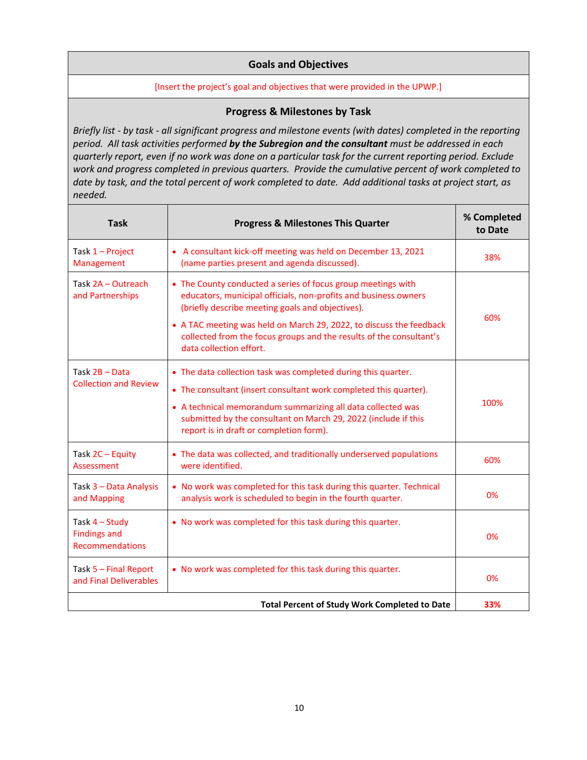## Goals and Objectives

[Insert the project's goal and objectives that were provided in the UPWP.]

## Progress & Milestones by Task

*Briefly list - by task - all significant progress and milestone events (with dates) completed in the reporting period. All task activities performed* ***by the Subregion and the consultant*** *must be addressed in each quarterly report, even if no work was done on a particular task for the current reporting period. Exclude work and progress completed in previous quarters. Provide the cumulative percent of work completed to date by task, and the total percent of work completed to date. Add additional tasks at project start, as needed.*

| Task | Progress & Milestones This Quarter | % Completed to Date |
|---|---|---|
| Task 1 – Project Management | • A consultant kick-off meeting was held on December 13, 2021 (name parties present and agenda discussed). | 38% |
| Task 2A – Outreach and Partnerships | • The County conducted a series of focus group meetings with educators, municipal officials, non-profits and business owners (briefly describe meeting goals and objectives).<br>• A TAC meeting was held on March 29, 2022, to discuss the feedback collected from the focus groups and the results of the consultant's data collection effort. | 60% |
| Task 2B – Data Collection and Review | • The data collection task was completed during this quarter.<br>• The consultant (insert consultant work completed this quarter).<br>• A technical memorandum summarizing all data collected was submitted by the consultant on March 29, 2022 (include if this report is in draft or completion form). | 100% |
| Task 2C – Equity Assessment | • The data was collected, and traditionally underserved populations were identified. | 60% |
| Task 3 – Data Analysis and Mapping | • No work was completed for this task during this quarter. Technical analysis work is scheduled to begin in the fourth quarter. | 0% |
| Task 4 – Study Findings and Recommendations | • No work was completed for this task during this quarter. | 0% |
| Task 5 – Final Report and Final Deliverables | • No work was completed for this task during this quarter. | 0% |
| | **Total Percent of Study Work Completed to Date** | **33%** |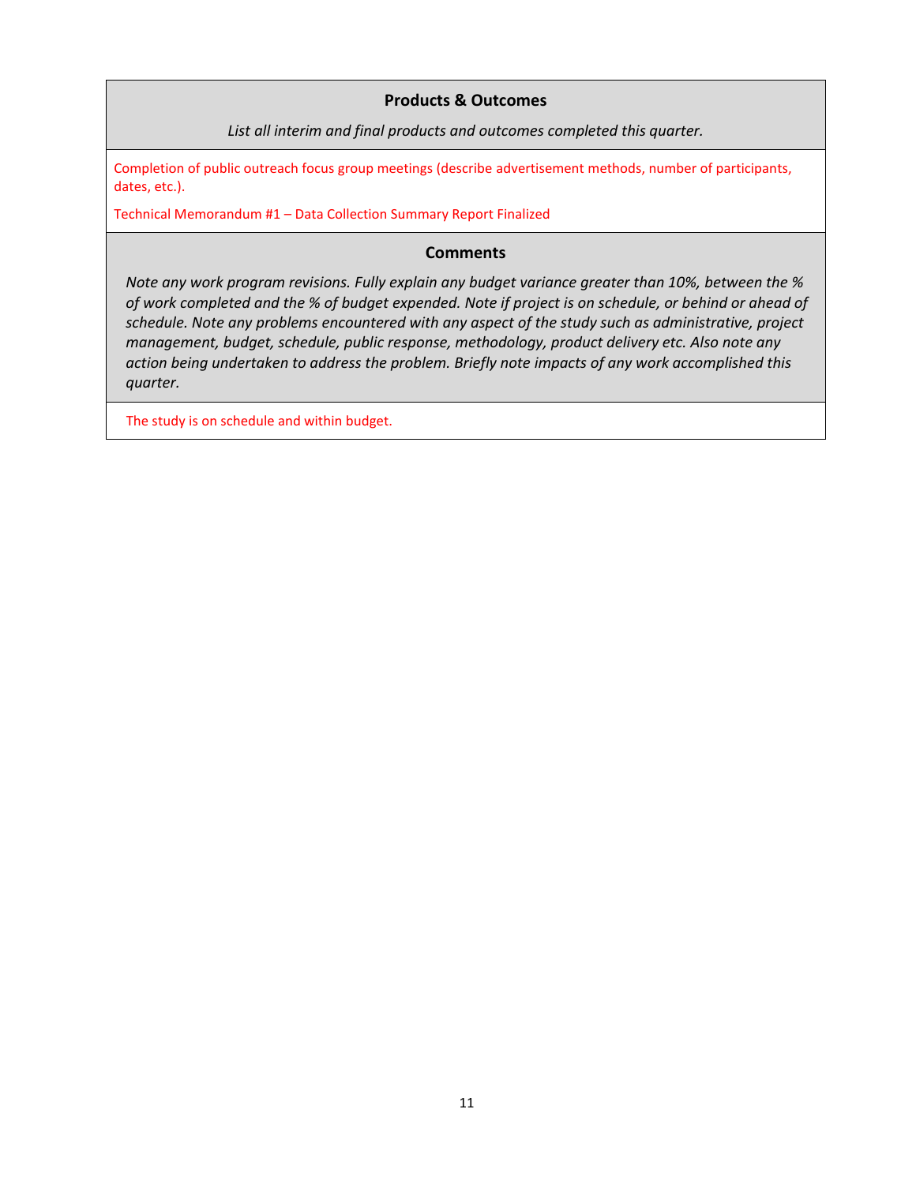### Products & Outcomes

*List all interim and final products and outcomes completed this quarter.*

Completion of public outreach focus group meetings (describe advertisement methods, number of participants, dates, etc.).

Technical Memorandum #1 – Data Collection Summary Report Finalized

### Comments

*Note any work program revisions. Fully explain any budget variance greater than 10%, between the % of work completed and the % of budget expended. Note if project is on schedule, or behind or ahead of schedule. Note any problems encountered with any aspect of the study such as administrative, project management, budget, schedule, public response, methodology, product delivery etc. Also note any action being undertaken to address the problem. Briefly note impacts of any work accomplished this quarter.*

The study is on schedule and within budget.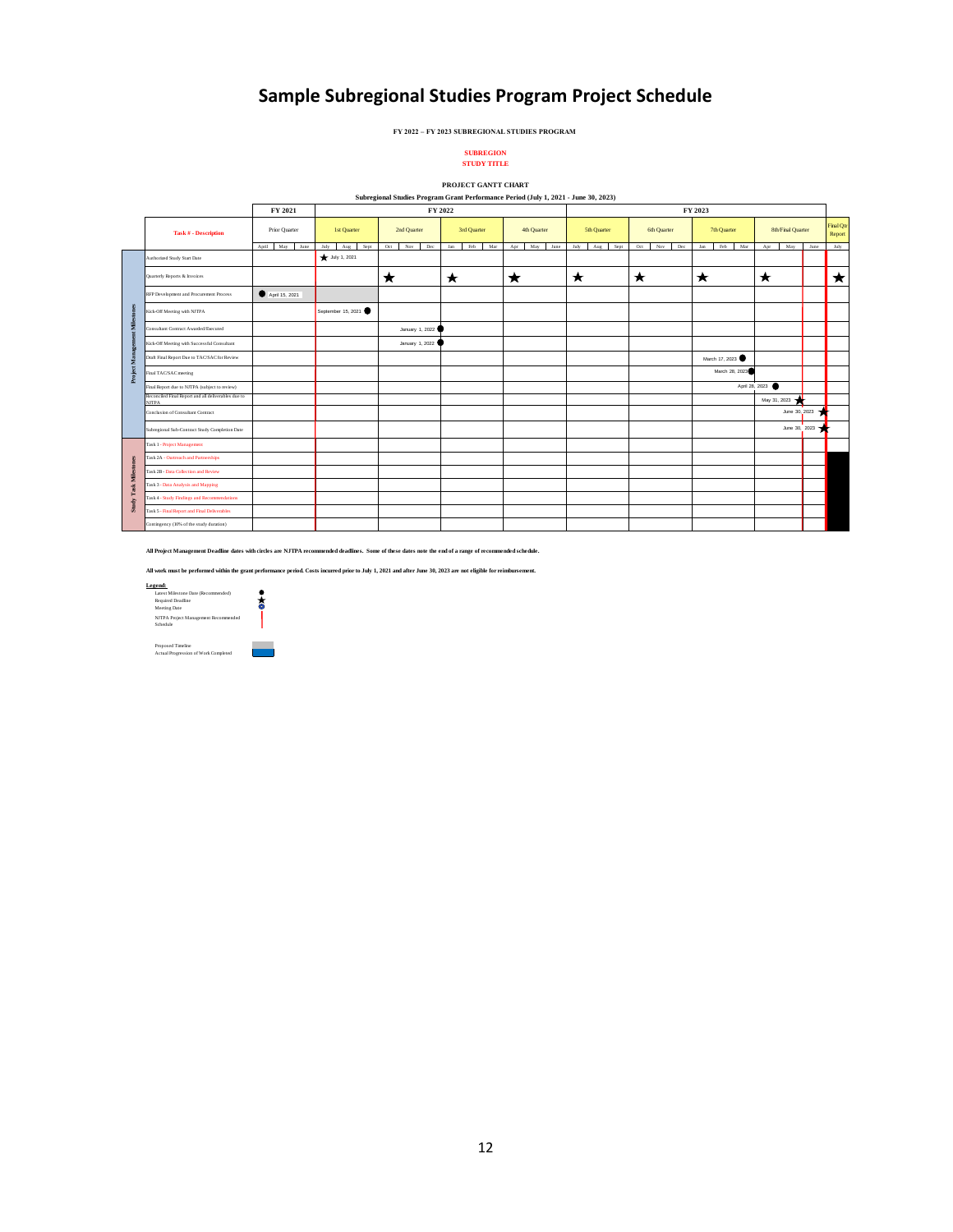# Sample Subregional Studies Program Project Schedule

**FY 2022 – FY 2023 SUBREGIONAL STUDIES PROGRAM**

**SUBREGION**
**STUDY TITLE**

**PROJECT GANTT CHART**

**Subregional Studies Program Grant Performance Period (July 1, 2021 - June 30, 2023)**

| | Task # - Description | FY 2021 Prior Quarter | FY 2022 1st Quarter | FY 2022 2nd Quarter | FY 2022 3rd Quarter | FY 2022 4th Quarter | FY 2023 5th Quarter | FY 2023 6th Quarter | FY 2023 7th Quarter | FY 2023 8th/Final Quarter | Final Qtr Report |
|---|---|---|---|---|---|---|---|---|---|---|---|
| | | April, May, June | July, Aug, Sept | Oct, Nov, Dec | Jan, Feb, Mar | Apr, May, June | July, Aug, Sept | Oct, Nov, Dec | Jan, Feb, Mar | Apr, May, June | July |
| Project Management Milestones | Authorized Study Start Date | | ★ July 1, 2021 | | | | | | | | |
| | Quarterly Reports & Invoices | | | ★ | ★ | ★ | ★ | ★ | ★ | ★ | ★ |
| | RFP Development and Procurement Process | ● April 15, 2021 | | | | | | | | | |
| | Kick-Off Meeting with NJTPA | | September 15, 2021 ● | | | | | | | | |
| | Consultant Contract Awarded/Executed | | | January 1, 2022 ● | | | | | | | |
| | Kick-Off Meeting with Successful Consultant | | | January 1, 2022 ● | | | | | | | |
| | Draft Final Report Due to TAC/SAC for Review | | | | | | | | March 17, 2023 ● | | |
| | Final TAC/SAC meeting | | | | | | | | March 28, 2023 ● | | |
| | Final Report due to NJTPA (subject to review) | | | | | | | | | April 28, 2023 ● | |
| | Reconciled Final Report and all deliverables due to NJTPA | | | | | | | | | May 31, 2023 ★ | |
| | Conclusion of Consultant Contract | | | | | | | | | June 30, 2023 ★ | |
| | Subregional Sub-Contract Study Completion Date | | | | | | | | | June 30, 2023 ★ | |
| Study Task Milestones | Task 1 - Project Management | | | | | | | | | | |
| | Task 2A - Outreach and Partnerships | | | | | | | | | | |
| | Task 2B - Data Collection and Review | | | | | | | | | | |
| | Task 3 - Data Analysis and Mapping | | | | | | | | | | |
| | Task 4 - Study Findings and Recommendations | | | | | | | | | | |
| | Task 5 - Final Report and Final Deliverables | | | | | | | | | | |
| | Contingency (10% of the study duration) | | | | | | | | | | |

**All Project Management Deadline dates with circles are NJTPA recommended deadlines. Some of these dates note the end of a range of recommended schedule.**

**All work must be performed within the grant performance period. Costs incurred prior to July 1, 2021 and after June 30, 2023 are not eligible for reimbursement.**

**Legend:**

- Latest Milestone Date (Recommended) ●
- Required Deadline ★
- Meeting Date
- NJTPA Project Management Recommended Schedule
- Proposed Timeline
- Actual Progression of Work Completed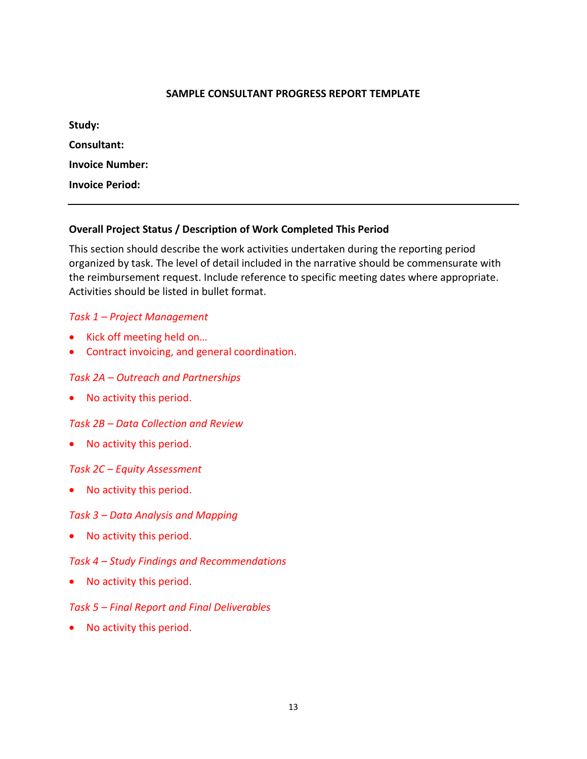## SAMPLE CONSULTANT PROGRESS REPORT TEMPLATE

**Study:**

**Consultant:**

**Invoice Number:**

**Invoice Period:**

---

### Overall Project Status / Description of Work Completed This Period

This section should describe the work activities undertaken during the reporting period organized by task. The level of detail included in the narrative should be commensurate with the reimbursement request. Include reference to specific meeting dates where appropriate. Activities should be listed in bullet format.

*Task 1 – Project Management*

- Kick off meeting held on…
- Contract invoicing, and general coordination.

*Task 2A – Outreach and Partnerships*

- No activity this period.

*Task 2B – Data Collection and Review*

- No activity this period.

*Task 2C – Equity Assessment*

- No activity this period.

*Task 3 – Data Analysis and Mapping*

- No activity this period.

*Task 4 – Study Findings and Recommendations*

- No activity this period.

*Task 5 – Final Report and Final Deliverables*

- No activity this period.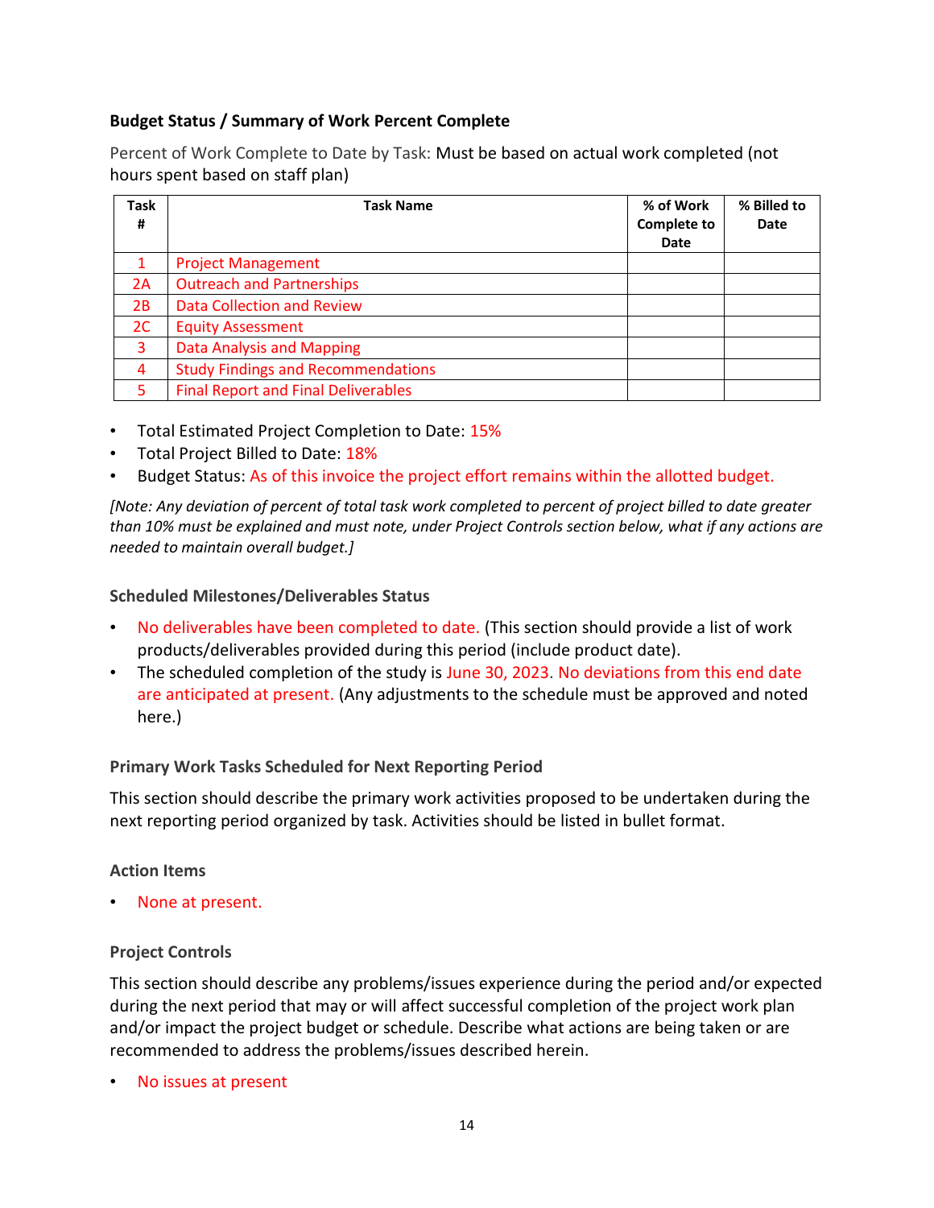### Budget Status / Summary of Work Percent Complete

Percent of Work Complete to Date by Task: Must be based on actual work completed (not hours spent based on staff plan)

| Task # | Task Name | % of Work Complete to Date | % Billed to Date |
|---|---|---|---|
| 1 | Project Management | | |
| 2A | Outreach and Partnerships | | |
| 2B | Data Collection and Review | | |
| 2C | Equity Assessment | | |
| 3 | Data Analysis and Mapping | | |
| 4 | Study Findings and Recommendations | | |
| 5 | Final Report and Final Deliverables | | |

- Total Estimated Project Completion to Date: 15%
- Total Project Billed to Date: 18%
- Budget Status: As of this invoice the project effort remains within the allotted budget.

*[Note: Any deviation of percent of total task work completed to percent of project billed to date greater than 10% must be explained and must note, under Project Controls section below, what if any actions are needed to maintain overall budget.]*

#### Scheduled Milestones/Deliverables Status

- No deliverables have been completed to date. (This section should provide a list of work products/deliverables provided during this period (include product date).
- The scheduled completion of the study is June 30, 2023. No deviations from this end date are anticipated at present. (Any adjustments to the schedule must be approved and noted here.)

#### Primary Work Tasks Scheduled for Next Reporting Period

This section should describe the primary work activities proposed to be undertaken during the next reporting period organized by task. Activities should be listed in bullet format.

#### Action Items

- None at present.

#### Project Controls

This section should describe any problems/issues experience during the period and/or expected during the next period that may or will affect successful completion of the project work plan and/or impact the project budget or schedule. Describe what actions are being taken or are recommended to address the problems/issues described herein.

- No issues at present